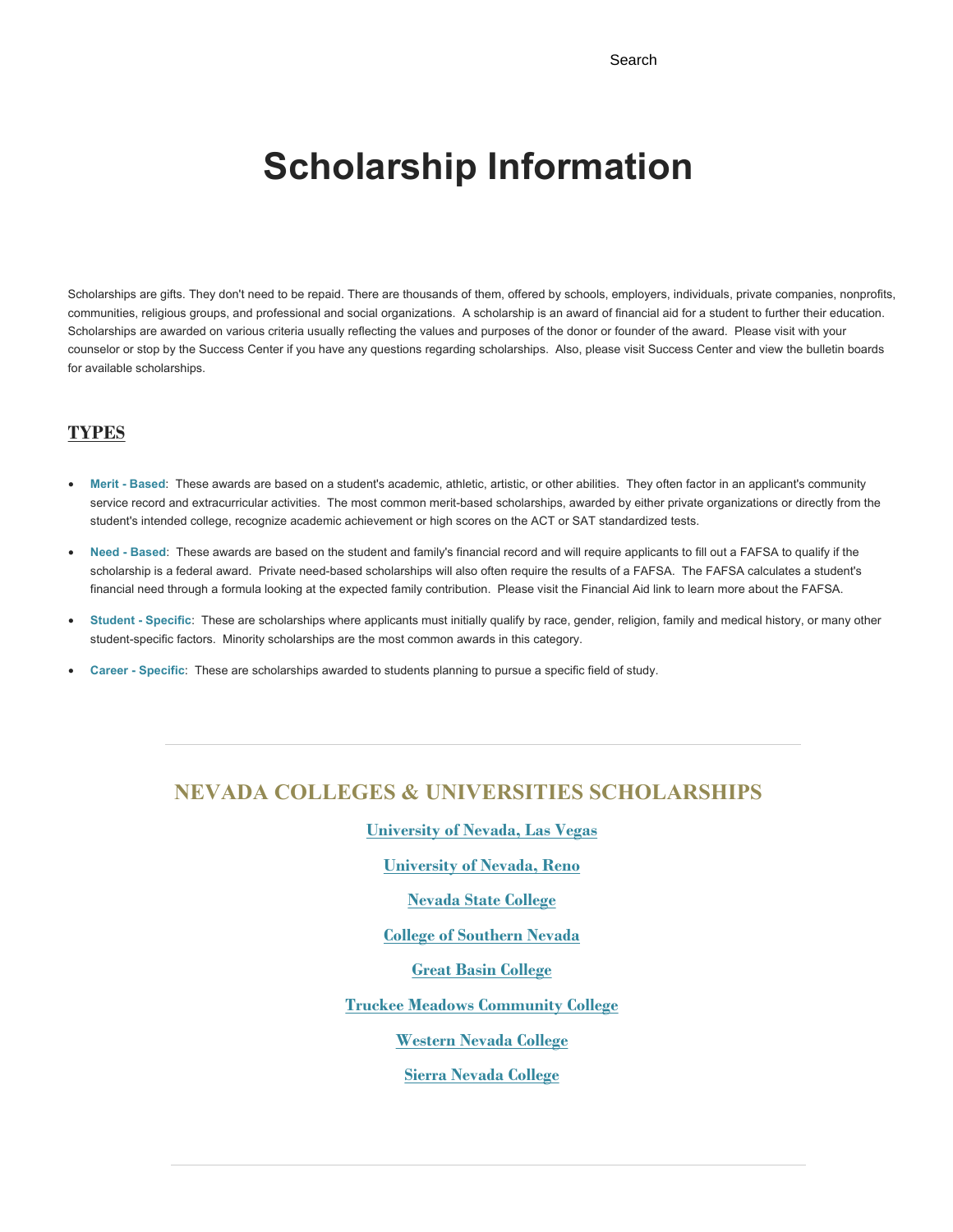Search

# Scholarship Information

Scholarships are gifts. They don't need to be repaid. There are thousands of them, offered by schools, employers, individuals, private companies, nonprofits, communities, religious groups, and professional and social organizations. A scholarship is an award of financial aid for a student to further their education. Scholarships are awarded on various criteria usually reflecting the values and purposes of the donor or founder of the award. Please visit with your counselor or stop by the Success Center if you have any questions regarding scholarships. Also, please visit Success Center and view the bulletin boards for available scholarships.

## TYPES

- **Merit - Based**: These awards are based on a student's academic, athletic, artistic, or other abilities. They often factor in an applicant's community service record and extracurricular activities. The most common merit-based scholarships, awarded by either private organizations or directly from the student's intended college, recognize academic achievement or high scores on the ACT or SAT standardized tests.
- **Need - Based**: These awards are based on the student and family's financial record and will require applicants to fill out a FAFSA to qualify if the scholarship is a federal award. Private need-based scholarships will also often require the results of a FAFSA. The FAFSA calculates a student's financial need through a formula looking at the expected family contribution. Please visit the Financial Aid link to learn more about the FAFSA.
- **Student - Specific**: These are scholarships where applicants must initially qualify by race, gender, religion, family and medical history, or many other student-specific factors. Minority scholarships are the most common awards in this category.
- **Career - Specific**: These are scholarships awarded to students planning to pursue a specific field of study.

---

## NEVADA COLLEGES & UNIVERSITIES SCHOLARSHIPS

University of Nevada, Las Vegas

University of Nevada, Reno

Nevada State College

College of Southern Nevada

Great Basin College

Truckee Meadows Community College

Western Nevada College

Sierra Nevada College

---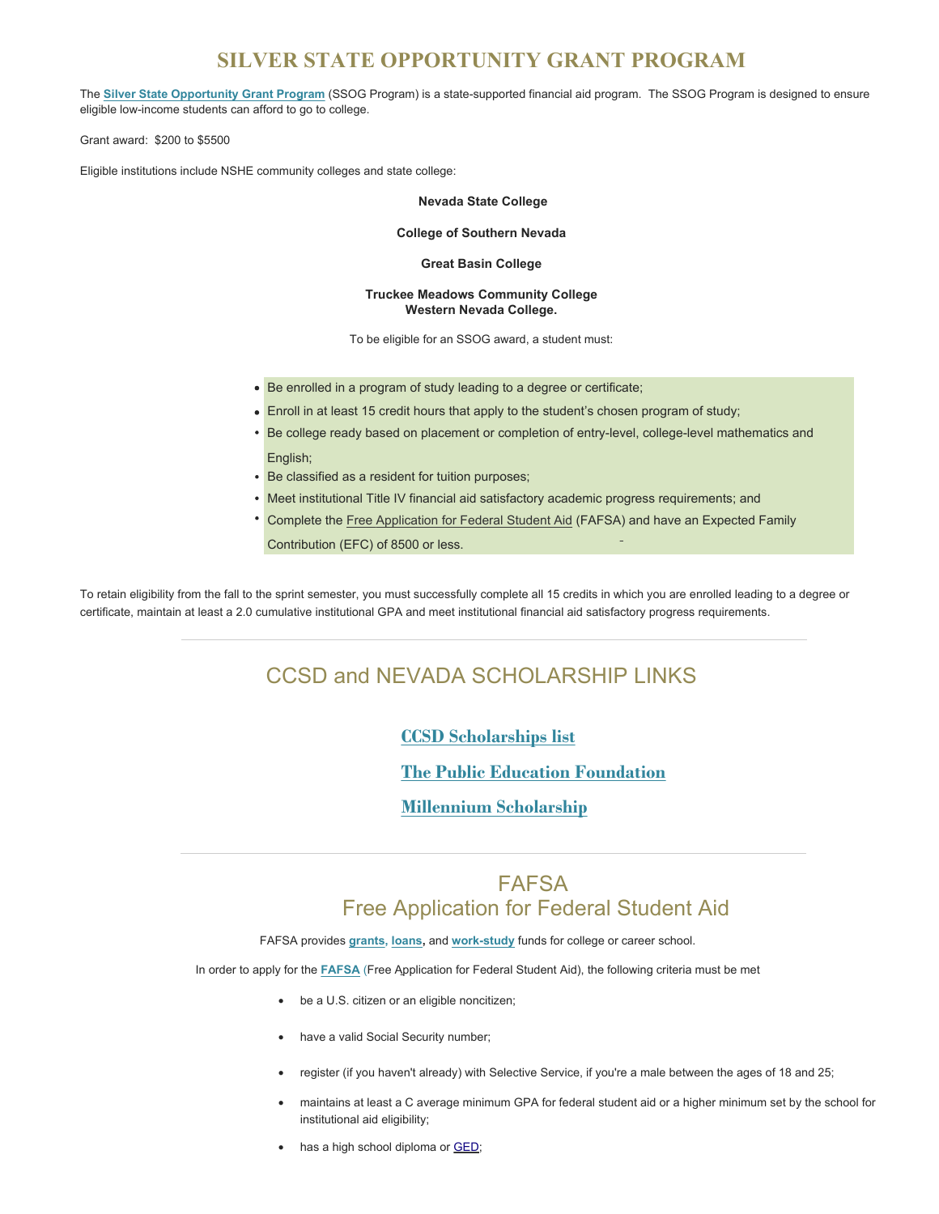# SILVER STATE OPPORTUNITY GRANT PROGRAM

The **Silver State Opportunity Grant Program** (SSOG Program) is a state-supported financial aid program. The SSOG Program is designed to ensure eligible low-income students can afford to go to college.

Grant award: $200 to $5500

Eligible institutions include NSHE community colleges and state college:

**Nevada State College**

**College of Southern Nevada**

**Great Basin College**

**Truckee Meadows Community College**
**Western Nevada College.**

To be eligible for an SSOG award, a student must:

- Be enrolled in a program of study leading to a degree or certificate;
- Enroll in at least 15 credit hours that apply to the student's chosen program of study;
- Be college ready based on placement or completion of entry-level, college-level mathematics and English;
- Be classified as a resident for tuition purposes;
- Meet institutional Title IV financial aid satisfactory academic progress requirements; and
- Complete the Free Application for Federal Student Aid (FAFSA) and have an Expected Family Contribution (EFC) of 8500 or less.

To retain eligibility from the fall to the sprint semester, you must successfully complete all 15 credits in which you are enrolled leading to a degree or certificate, maintain at least a 2.0 cumulative institutional GPA and meet institutional financial aid satisfactory progress requirements.

---

## CCSD and NEVADA SCHOLARSHIP LINKS

**CCSD Scholarships list**

**The Public Education Foundation**

**Millennium Scholarship**

---

## FAFSA
## Free Application for Federal Student Aid

FAFSA provides **grants**, **loans**, and **work-study** funds for college or career school.

In order to apply for the **FAFSA** (Free Application for Federal Student Aid), the following criteria must be met

- be a U.S. citizen or an eligible noncitizen;
- have a valid Social Security number;
- register (if you haven't already) with Selective Service, if you're a male between the ages of 18 and 25;
- maintains at least a C average minimum GPA for federal student aid or a higher minimum set by the school for institutional aid eligibility;
- has a high school diploma or GED;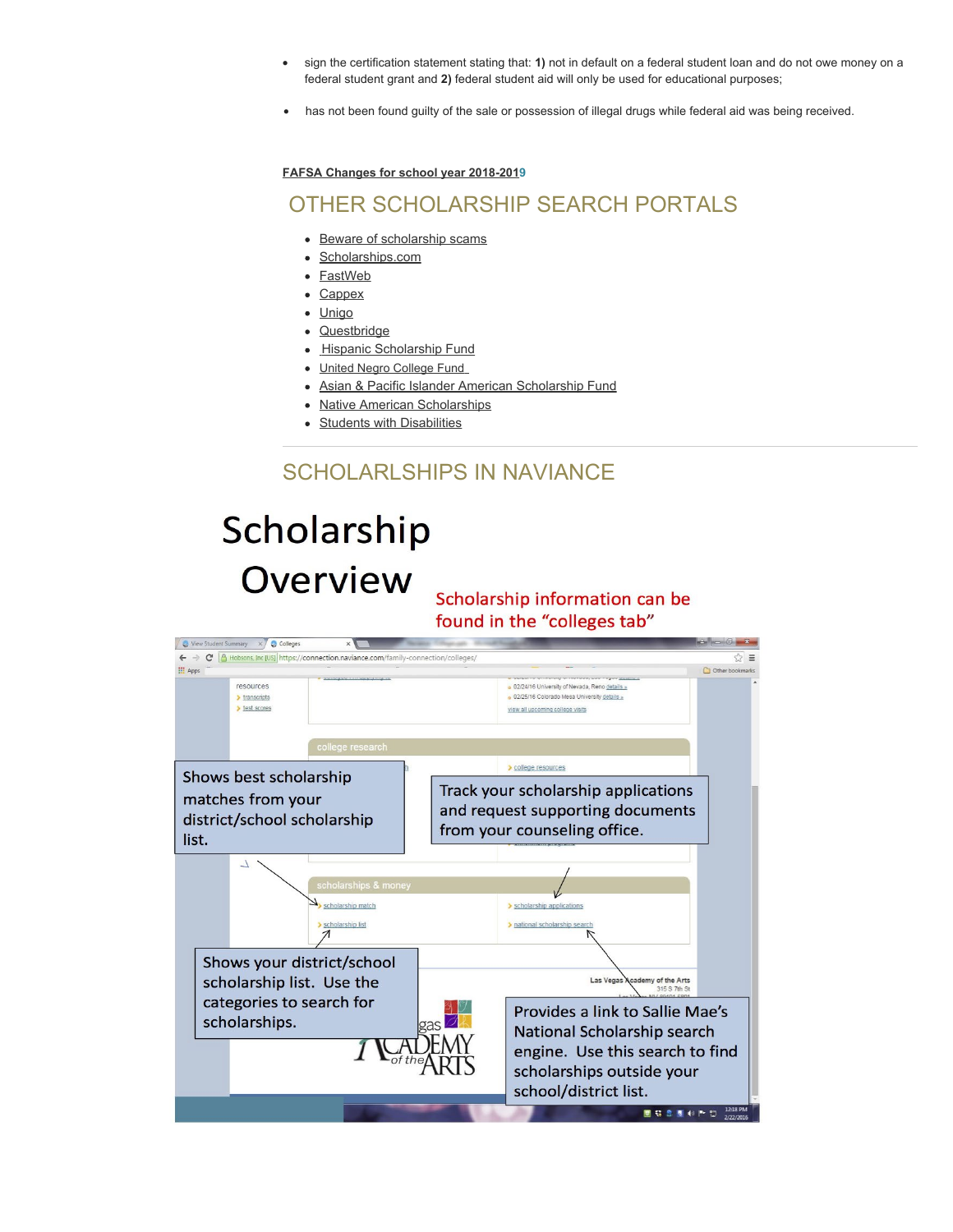- sign the certification statement stating that: **1)** not in default on a federal student loan and do not owe money on a federal student grant and **2)** federal student aid will only be used for educational purposes;
- has not been found guilty of the sale or possession of illegal drugs while federal aid was being received.

**FAFSA Changes for school year 2018-2019**

## OTHER SCHOLARSHIP SEARCH PORTALS

- Beware of scholarship scams
- Scholarships.com
- FastWeb
- Cappex
- Unigo
- Questbridge
- Hispanic Scholarship Fund
- United Negro College Fund
- Asian & Pacific Islander American Scholarship Fund
- Native American Scholarships
- Students with Disabilities

---

## SCHOLARLSHIPS IN NAVIANCE

# Scholarship Overview

Scholarship information can be found in the "colleges tab"

Shows best scholarship matches from your district/school scholarship list.

Track your scholarship applications and request supporting documents from your counseling office.

Shows your district/school scholarship list. Use the categories to search for scholarships.

Provides a link to Sallie Mae's National Scholarship search engine. Use this search to find scholarships outside your school/district list.